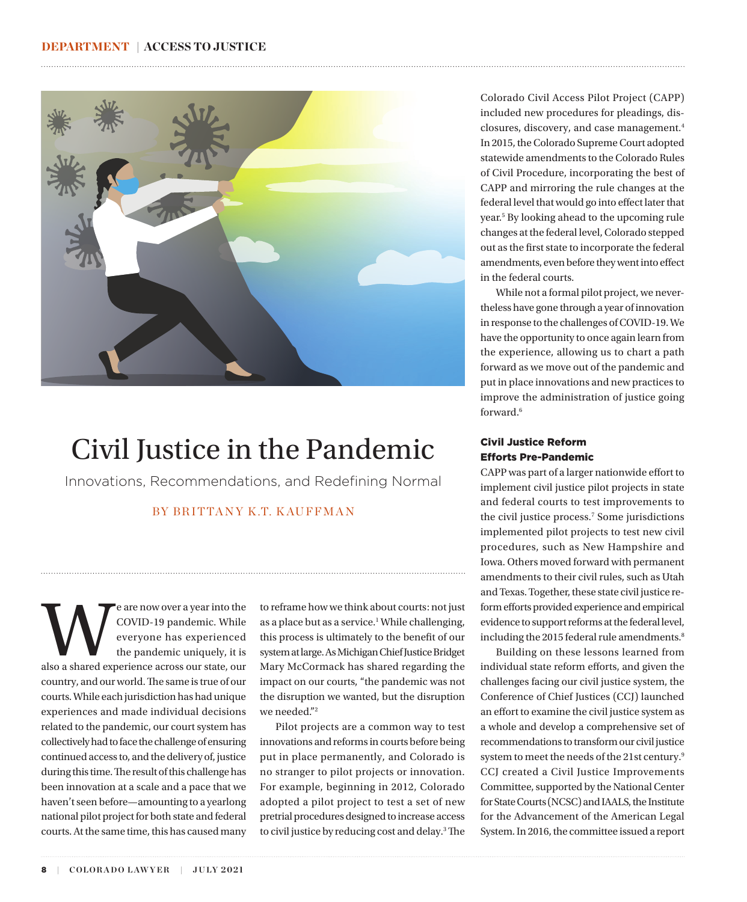DEPARTMENT | ACCESS TO JUSTICE

# Civil Justice in the Pandemic

## Innovations, Recommendations, and Redefining Normal

BY BRITTANY K.T. KAUFFMAN

We are now over a year into the COVID-19 pandemic. While everyone has experienced the pandemic uniquely, it is also a shared experience across our state, our country, and our world. The same is true of our courts. While each jurisdiction has had unique experiences and made individual decisions related to the pandemic, our court system has collectively had to face the challenge of ensuring continued access to, and the delivery of, justice during this time. The result of this challenge has been innovation at a scale and a pace that we haven't seen before—amounting to a yearlong national pilot project for both state and federal courts. At the same time, this has caused many to reframe how we think about courts: not just as a place but as a service.[1] While challenging, this process is ultimately to the benefit of our system at large. As Michigan Chief Justice Bridget Mary McCormack has shared regarding the impact on our courts, "the pandemic was not the disruption we wanted, but the disruption we needed."[2]

Pilot projects are a common way to test innovations and reforms in courts before being put in place permanently, and Colorado is no stranger to pilot projects or innovation. For example, beginning in 2012, Colorado adopted a pilot project to test a set of new pretrial procedures designed to increase access to civil justice by reducing cost and delay.[3] The Colorado Civil Access Pilot Project (CAPP) included new procedures for pleadings, disclosures, discovery, and case management.[4] In 2015, the Colorado Supreme Court adopted statewide amendments to the Colorado Rules of Civil Procedure, incorporating the best of CAPP and mirroring the rule changes at the federal level that would go into effect later that year.[5] By looking ahead to the upcoming rule changes at the federal level, Colorado stepped out as the first state to incorporate the federal amendments, even before they went into effect in the federal courts.

While not a formal pilot project, we nevertheless have gone through a year of innovation in response to the challenges of COVID-19. We have the opportunity to once again learn from the experience, allowing us to chart a path forward as we move out of the pandemic and put in place innovations and new practices to improve the administration of justice going forward.[6]

### Civil Justice Reform Efforts Pre-Pandemic

CAPP was part of a larger nationwide effort to implement civil justice pilot projects in state and federal courts to test improvements to the civil justice process.[7] Some jurisdictions implemented pilot projects to test new civil procedures, such as New Hampshire and Iowa. Others moved forward with permanent amendments to their civil rules, such as Utah and Texas. Together, these state civil justice reform efforts provided experience and empirical evidence to support reforms at the federal level, including the 2015 federal rule amendments.[8]

Building on these lessons learned from individual state reform efforts, and given the challenges facing our civil justice system, the Conference of Chief Justices (CCJ) launched an effort to examine the civil justice system as a whole and develop a comprehensive set of recommendations to transform our civil justice system to meet the needs of the 21st century.[9] CCJ created a Civil Justice Improvements Committee, supported by the National Center for State Courts (NCSC) and IAALS, the Institute for the Advancement of the American Legal System. In 2016, the committee issued a report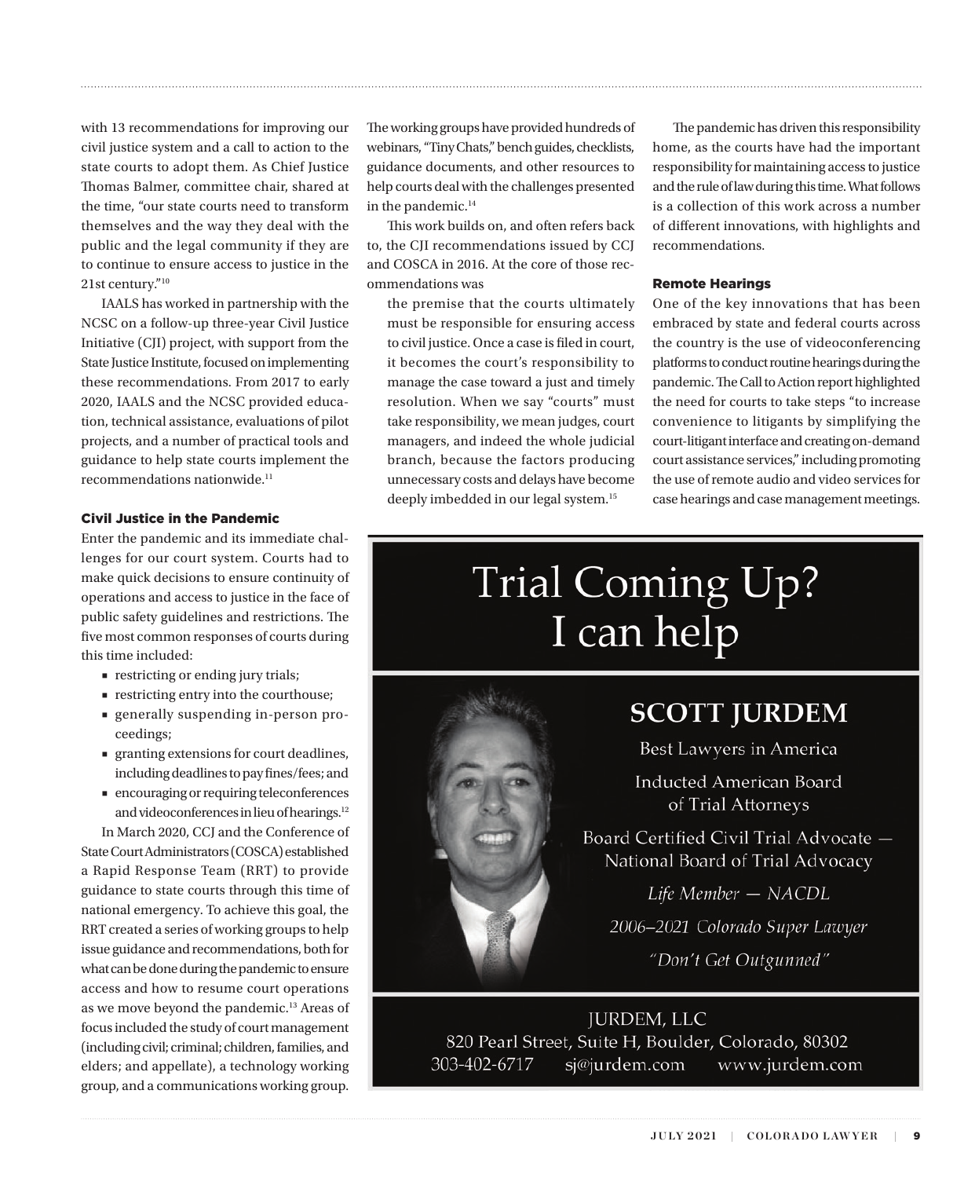with 13 recommendations for improving our civil justice system and a call to action to the state courts to adopt them. As Chief Justice Thomas Balmer, committee chair, shared at the time, "our state courts need to transform themselves and the way they deal with the public and the legal community if they are to continue to ensure access to justice in the 21st century."[10]

IAALS has worked in partnership with the NCSC on a follow-up three-year Civil Justice Initiative (CJI) project, with support from the State Justice Institute, focused on implementing these recommendations. From 2017 to early 2020, IAALS and the NCSC provided education, technical assistance, evaluations of pilot projects, and a number of practical tools and guidance to help state courts implement the recommendations nationwide.[11]

### Civil Justice in the Pandemic

Enter the pandemic and its immediate challenges for our court system. Courts had to make quick decisions to ensure continuity of operations and access to justice in the face of public safety guidelines and restrictions. The five most common responses of courts during this time included:

- restricting or ending jury trials;
- restricting entry into the courthouse;
- generally suspending in-person proceedings;
- granting extensions for court deadlines, including deadlines to pay fines/fees; and
- encouraging or requiring teleconferences and videoconferences in lieu of hearings.[12]

In March 2020, CCJ and the Conference of State Court Administrators (COSCA) established a Rapid Response Team (RRT) to provide guidance to state courts through this time of national emergency. To achieve this goal, the RRT created a series of working groups to help issue guidance and recommendations, both for what can be done during the pandemic to ensure access and how to resume court operations as we move beyond the pandemic.[13] Areas of focus included the study of court management (including civil; criminal; children, families, and elders; and appellate), a technology working group, and a communications working group. The working groups have provided hundreds of webinars, "Tiny Chats," bench guides, checklists, guidance documents, and other resources to help courts deal with the challenges presented in the pandemic.[14]

This work builds on, and often refers back to, the CJI recommendations issued by CCJ and COSCA in 2016. At the core of those recommendations was

> the premise that the courts ultimately must be responsible for ensuring access to civil justice. Once a case is filed in court, it becomes the court's responsibility to manage the case toward a just and timely resolution. When we say "courts" must take responsibility, we mean judges, court managers, and indeed the whole judicial branch, because the factors producing unnecessary costs and delays have become deeply imbedded in our legal system.[15]

The pandemic has driven this responsibility home, as the courts have had the important responsibility for maintaining access to justice and the rule of law during this time. What follows is a collection of this work across a number of different innovations, with highlights and recommendations.

### Remote Hearings

One of the key innovations that has been embraced by state and federal courts across the country is the use of videoconferencing platforms to conduct routine hearings during the pandemic. The Call to Action report highlighted the need for courts to take steps "to increase convenience to litigants by simplifying the court-litigant interface and creating on-demand court assistance services," including promoting the use of remote audio and video services for case hearings and case management meetings.

Trial Coming Up?
I can help

**SCOTT JURDEM**

Best Lawyers in America

Inducted American Board of Trial Attorneys

Board Certified Civil Trial Advocate — National Board of Trial Advocacy

*Life Member — NACDL*

*2006–2021 Colorado Super Lawyer*

*"Don't Get Outgunned"*

JURDEM, LLC
820 Pearl Street, Suite H, Boulder, Colorado, 80302
303-402-6717 sj@jurdem.com www.jurdem.com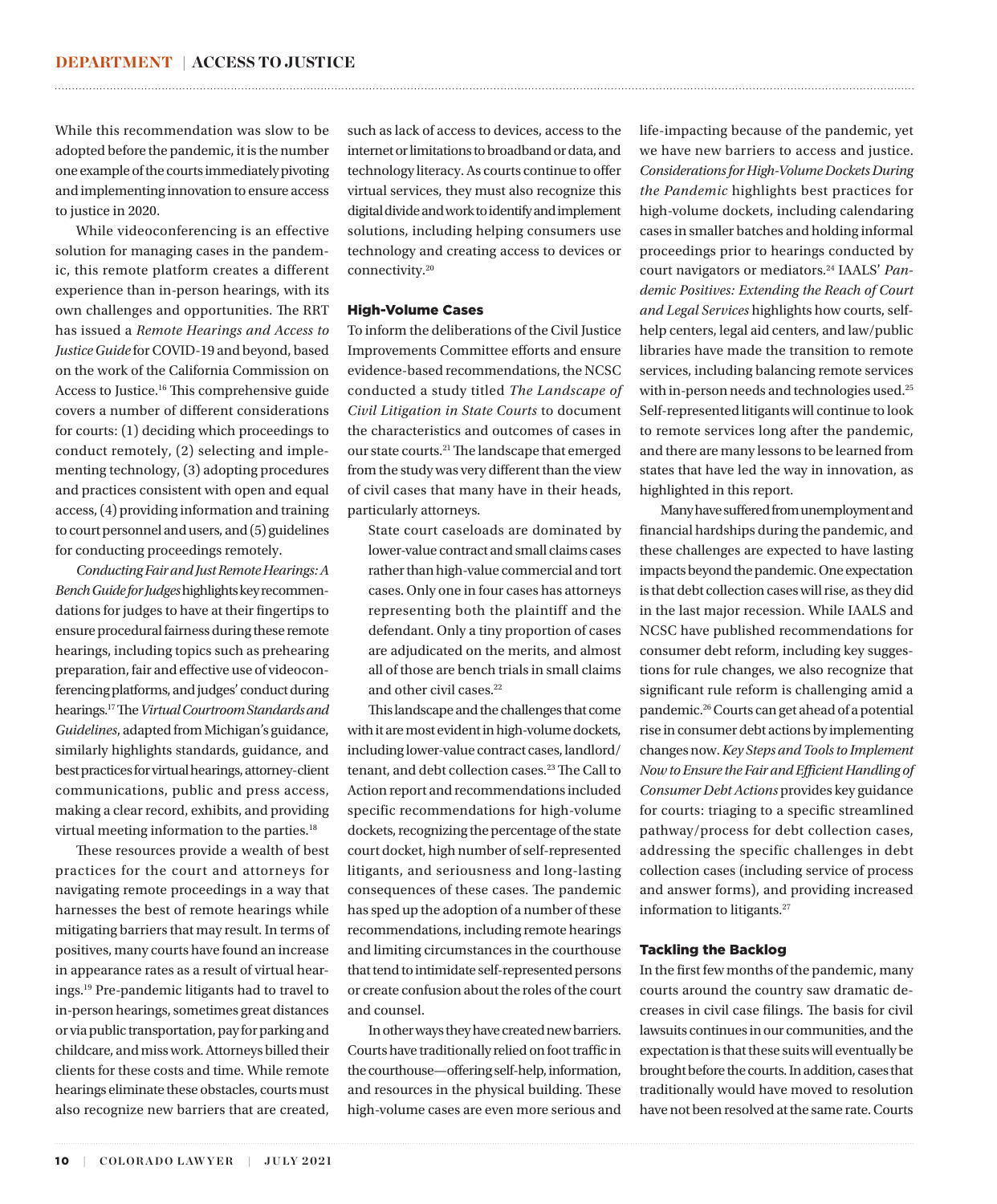While this recommendation was slow to be adopted before the pandemic, it is the number one example of the courts immediately pivoting and implementing innovation to ensure access to justice in 2020.

While videoconferencing is an effective solution for managing cases in the pandemic, this remote platform creates a different experience than in-person hearings, with its own challenges and opportunities. The RRT has issued a *Remote Hearings and Access to Justice Guide* for COVID-19 and beyond, based on the work of the California Commission on Access to Justice.[16] This comprehensive guide covers a number of different considerations for courts: (1) deciding which proceedings to conduct remotely, (2) selecting and implementing technology, (3) adopting procedures and practices consistent with open and equal access, (4) providing information and training to court personnel and users, and (5) guidelines for conducting proceedings remotely.

*Conducting Fair and Just Remote Hearings: A Bench Guide for Judges* highlights key recommendations for judges to have at their fingertips to ensure procedural fairness during these remote hearings, including topics such as prehearing preparation, fair and effective use of videoconferencing platforms, and judges' conduct during hearings.[17] The *Virtual Courtroom Standards and Guidelines*, adapted from Michigan's guidance, similarly highlights standards, guidance, and best practices for virtual hearings, attorney-client communications, public and press access, making a clear record, exhibits, and providing virtual meeting information to the parties.[18]

These resources provide a wealth of best practices for the court and attorneys for navigating remote proceedings in a way that harnesses the best of remote hearings while mitigating barriers that may result. In terms of positives, many courts have found an increase in appearance rates as a result of virtual hearings.[19] Pre-pandemic litigants had to travel to in-person hearings, sometimes great distances or via public transportation, pay for parking and childcare, and miss work. Attorneys billed their clients for these costs and time. While remote hearings eliminate these obstacles, courts must also recognize new barriers that are created, such as lack of access to devices, access to the internet or limitations to broadband or data, and technology literacy. As courts continue to offer virtual services, they must also recognize this digital divide and work to identify and implement solutions, including helping consumers use technology and creating access to devices or connectivity.[20]

### High-Volume Cases

To inform the deliberations of the Civil Justice Improvements Committee efforts and ensure evidence-based recommendations, the NCSC conducted a study titled *The Landscape of Civil Litigation in State Courts* to document the characteristics and outcomes of cases in our state courts.[21] The landscape that emerged from the study was very different than the view of civil cases that many have in their heads, particularly attorneys.

> State court caseloads are dominated by lower-value contract and small claims cases rather than high-value commercial and tort cases. Only one in four cases has attorneys representing both the plaintiff and the defendant. Only a tiny proportion of cases are adjudicated on the merits, and almost all of those are bench trials in small claims and other civil cases.[22]

This landscape and the challenges that come with it are most evident in high-volume dockets, including lower-value contract cases, landlord/tenant, and debt collection cases.[23] The Call to Action report and recommendations included specific recommendations for high-volume dockets, recognizing the percentage of the state court docket, high number of self-represented litigants, and seriousness and long-lasting consequences of these cases. The pandemic has sped up the adoption of a number of these recommendations, including remote hearings and limiting circumstances in the courthouse that tend to intimidate self-represented persons or create confusion about the roles of the court and counsel.

In other ways they have created new barriers. Courts have traditionally relied on foot traffic in the courthouse—offering self-help, information, and resources in the physical building. These high-volume cases are even more serious and life-impacting because of the pandemic, yet we have new barriers to access and justice. *Considerations for High-Volume Dockets During the Pandemic* highlights best practices for high-volume dockets, including calendaring cases in smaller batches and holding informal proceedings prior to hearings conducted by court navigators or mediators.[24] IAALS' *Pandemic Positives: Extending the Reach of Court and Legal Services* highlights how courts, self-help centers, legal aid centers, and law/public libraries have made the transition to remote services, including balancing remote services with in-person needs and technologies used.[25] Self-represented litigants will continue to look to remote services long after the pandemic, and there are many lessons to be learned from states that have led the way in innovation, as highlighted in this report.

Many have suffered from unemployment and financial hardships during the pandemic, and these challenges are expected to have lasting impacts beyond the pandemic. One expectation is that debt collection cases will rise, as they did in the last major recession. While IAALS and NCSC have published recommendations for consumer debt reform, including key suggestions for rule changes, we also recognize that significant rule reform is challenging amid a pandemic.[26] Courts can get ahead of a potential rise in consumer debt actions by implementing changes now. *Key Steps and Tools to Implement Now to Ensure the Fair and Efficient Handling of Consumer Debt Actions* provides key guidance for courts: triaging to a specific streamlined pathway/process for debt collection cases, addressing the specific challenges in debt collection cases (including service of process and answer forms), and providing increased information to litigants.[27]

### Tackling the Backlog

In the first few months of the pandemic, many courts around the country saw dramatic decreases in civil case filings. The basis for civil lawsuits continues in our communities, and the expectation is that these suits will eventually be brought before the courts. In addition, cases that traditionally would have moved to resolution have not been resolved at the same rate. Courts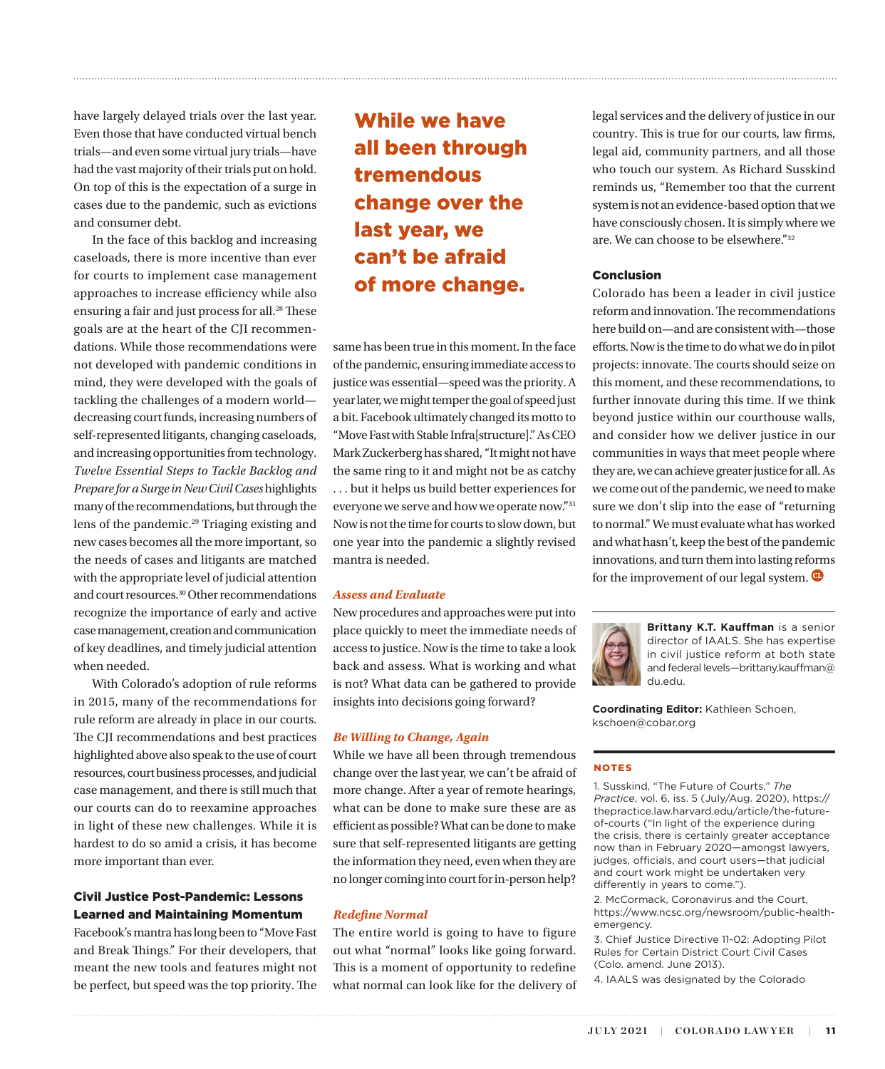have largely delayed trials over the last year. Even those that have conducted virtual bench trials—and even some virtual jury trials—have had the vast majority of their trials put on hold. On top of this is the expectation of a surge in cases due to the pandemic, such as evictions and consumer debt.

In the face of this backlog and increasing caseloads, there is more incentive than ever for courts to implement case management approaches to increase efficiency while also ensuring a fair and just process for all.[28] These goals are at the heart of the CJI recommendations. While those recommendations were not developed with pandemic conditions in mind, they were developed with the goals of tackling the challenges of a modern world—decreasing court funds, increasing numbers of self-represented litigants, changing caseloads, and increasing opportunities from technology. *Twelve Essential Steps to Tackle Backlog and Prepare for a Surge in New Civil Cases* highlights many of the recommendations, but through the lens of the pandemic.[29] Triaging existing and new cases becomes all the more important, so the needs of cases and litigants are matched with the appropriate level of judicial attention and court resources.[30] Other recommendations recognize the importance of early and active case management, creation and communication of key deadlines, and timely judicial attention when needed.

With Colorado's adoption of rule reforms in 2015, many of the recommendations for rule reform are already in place in our courts. The CJI recommendations and best practices highlighted above also speak to the use of court resources, court business processes, and judicial case management, and there is still much that our courts can do to reexamine approaches in light of these new challenges. While it is hardest to do so amid a crisis, it has become more important than ever.

## Civil Justice Post-Pandemic: Lessons Learned and Maintaining Momentum

Facebook's mantra has long been to "Move Fast and Break Things." For their developers, that meant the new tools and features might not be perfect, but speed was the top priority. The same has been true in this moment. In the face of the pandemic, ensuring immediate access to justice was essential—speed was the priority. A year later, we might temper the goal of speed just a bit. Facebook ultimately changed its motto to "Move Fast with Stable Infra[structure]." As CEO Mark Zuckerberg has shared, "It might not have the same ring to it and might not be as catchy . . . but it helps us build better experiences for everyone we serve and how we operate now."[31] Now is not the time for courts to slow down, but one year into the pandemic a slightly revised mantra is needed.

**While we have all been through tremendous change over the last year, we can't be afraid of more change.**

### *Assess and Evaluate*

New procedures and approaches were put into place quickly to meet the immediate needs of access to justice. Now is the time to take a look back and assess. What is working and what is not? What data can be gathered to provide insights into decisions going forward?

### *Be Willing to Change, Again*

While we have all been through tremendous change over the last year, we can't be afraid of more change. After a year of remote hearings, what can be done to make sure these are as efficient as possible? What can be done to make sure that self-represented litigants are getting the information they need, even when they are no longer coming into court for in-person help?

### *Redefine Normal*

The entire world is going to have to figure out what "normal" looks like going forward. This is a moment of opportunity to redefine what normal can look like for the delivery of legal services and the delivery of justice in our country. This is true for our courts, law firms, legal aid, community partners, and all those who touch our system. As Richard Susskind reminds us, "Remember too that the current system is not an evidence-based option that we have consciously chosen. It is simply where we are. We can choose to be elsewhere."[32]

## Conclusion

Colorado has been a leader in civil justice reform and innovation. The recommendations here build on—and are consistent with—those efforts. Now is the time to do what we do in pilot projects: innovate. The courts should seize on this moment, and these recommendations, to further innovate during this time. If we think beyond justice within our courthouse walls, and consider how we deliver justice in our communities in ways that meet people where they are, we can achieve greater justice for all. As we come out of the pandemic, we need to make sure we don't slip into the ease of "returning to normal." We must evaluate what has worked and what hasn't, keep the best of the pandemic innovations, and turn them into lasting reforms for the improvement of our legal system.

---

**Brittany K.T. Kauffman** is a senior director of IAALS. She has expertise in civil justice reform at both state and federal levels—brittany.kauffman@du.edu.

**Coordinating Editor:** Kathleen Schoen, kschoen@cobar.org

---

## NOTES

1. Susskind, "The Future of Courts," *The Practice*, vol. 6, iss. 5 (July/Aug. 2020), https://thepractice.law.harvard.edu/article/the-future-of-courts ("In light of the experience during the crisis, there is certainly greater acceptance now than in February 2020—amongst lawyers, judges, officials, and court users—that judicial and court work might be undertaken very differently in years to come.").

2. McCormack, Coronavirus and the Court, https://www.ncsc.org/newsroom/public-health-emergency.

3. Chief Justice Directive 11-02: Adopting Pilot Rules for Certain District Court Civil Cases (Colo. amend. June 2013).

4. IAALS was designated by the Colorado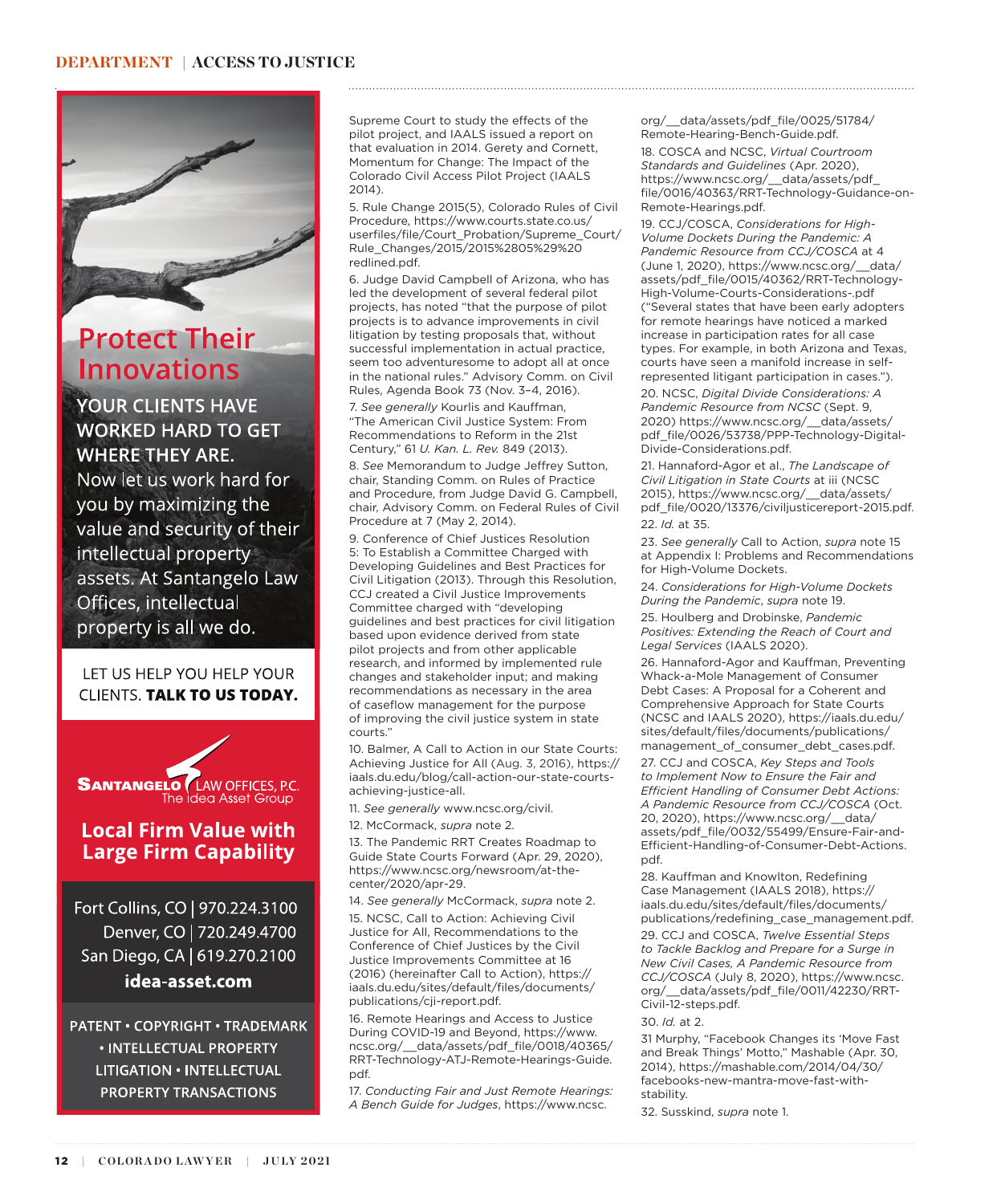**Protect Their Innovations**

**YOUR CLIENTS HAVE WORKED HARD TO GET WHERE THEY ARE.**

Now let us work hard for you by maximizing the value and security of their intellectual property assets. At Santangelo Law Offices, intellectual property is all we do.

LET US HELP YOU HELP YOUR CLIENTS. **TALK TO US TODAY.**

SANTANGELO LAW OFFICES, P.C.
The Idea Asset Group

**Local Firm Value with Large Firm Capability**

Fort Collins, CO | 970.224.3100
Denver, CO | 720.249.4700
San Diego, CA | 619.270.2100
**idea-asset.com**

**PATENT • COPYRIGHT • TRADEMARK • INTELLECTUAL PROPERTY LITIGATION • INTELLECTUAL PROPERTY TRANSACTIONS**

---

Supreme Court to study the effects of the pilot project, and IAALS issued a report on that evaluation in 2014. Gerety and Cornett, Momentum for Change: The Impact of the Colorado Civil Access Pilot Project (IAALS 2014).

5. Rule Change 2015(5), Colorado Rules of Civil Procedure, https://www.courts.state.co.us/userfiles/file/Court_Probation/Supreme_Court/Rule_Changes/2015/2015%2805%29%20redlined.pdf.

6. Judge David Campbell of Arizona, who has led the development of several federal pilot projects, has noted "that the purpose of pilot projects is to advance improvements in civil litigation by testing proposals that, without successful implementation in actual practice, seem too adventuresome to adopt all at once in the national rules." Advisory Comm. on Civil Rules, Agenda Book 73 (Nov. 3–4, 2016).

7. *See generally* Kourlis and Kauffman, "The American Civil Justice System: From Recommendations to Reform in the 21st Century," 61 *U. Kan. L. Rev.* 849 (2013).

8. *See* Memorandum to Judge Jeffrey Sutton, chair, Standing Comm. on Rules of Practice and Procedure, from Judge David G. Campbell, chair, Advisory Comm. on Federal Rules of Civil Procedure at 7 (May 2, 2014).

9. Conference of Chief Justices Resolution 5: To Establish a Committee Charged with Developing Guidelines and Best Practices for Civil Litigation (2013). Through this Resolution, CCJ created a Civil Justice Improvements Committee charged with "developing guidelines and best practices for civil litigation based upon evidence derived from state pilot projects and from other applicable research, and informed by implemented rule changes and stakeholder input; and making recommendations as necessary in the area of caseflow management for the purpose of improving the civil justice system in state courts."

10. Balmer, A Call to Action in our State Courts: Achieving Justice for All (Aug. 3, 2016), https://iaals.du.edu/blog/call-action-our-state-courts-achieving-justice-all.

11. *See generally* www.ncsc.org/civil.

12. McCormack, *supra* note 2.

13. The Pandemic RRT Creates Roadmap to Guide State Courts Forward (Apr. 29, 2020), https://www.ncsc.org/newsroom/at-the-center/2020/apr-29.

14. *See generally* McCormack, *supra* note 2.

15. NCSC, Call to Action: Achieving Civil Justice for All, Recommendations to the Conference of Chief Justices by the Civil Justice Improvements Committee at 16 (2016) (hereinafter Call to Action), https://iaals.du.edu/sites/default/files/documents/publications/cji-report.pdf.

16. Remote Hearings and Access to Justice During COVID-19 and Beyond, https://www.ncsc.org/__data/assets/pdf_file/0018/40365/RRT-Technology-ATJ-Remote-Hearings-Guide.pdf.

17. *Conducting Fair and Just Remote Hearings: A Bench Guide for Judges*, https://www.ncsc.org/__data/assets/pdf_file/0025/51784/Remote-Hearing-Bench-Guide.pdf.

18. COSCA and NCSC, *Virtual Courtroom Standards and Guidelines* (Apr. 2020), https://www.ncsc.org/__data/assets/pdf_file/0016/40363/RRT-Technology-Guidance-on-Remote-Hearings.pdf.

19. CCJ/COSCA, *Considerations for High-Volume Dockets During the Pandemic: A Pandemic Resource from CCJ/COSCA* at 4 (June 1, 2020), https://www.ncsc.org/__data/assets/pdf_file/0015/40362/RRT-Technology-High-Volume-Courts-Considerations-.pdf ("Several states that have been early adopters for remote hearings have noticed a marked increase in participation rates for all case types. For example, in both Arizona and Texas, courts have seen a manifold increase in self-represented litigant participation in cases.").

20. NCSC, *Digital Divide Considerations: A Pandemic Resource from NCSC* (Sept. 9, 2020) https://www.ncsc.org/__data/assets/pdf_file/0026/53738/PPP-Technology-Digital-Divide-Considerations.pdf.

21. Hannaford-Agor et al., *The Landscape of Civil Litigation in State Courts* at iii (NCSC 2015), https://www.ncsc.org/__data/assets/pdf_file/0020/13376/civiljusticereport-2015.pdf.

22. *Id.* at 35.

23. *See generally* Call to Action, *supra* note 15 at Appendix I: Problems and Recommendations for High-Volume Dockets.

24. *Considerations for High-Volume Dockets During the Pandemic*, *supra* note 19.

25. Houlberg and Drobinske, *Pandemic Positives: Extending the Reach of Court and Legal Services* (IAALS 2020).

26. Hannaford-Agor and Kauffman, Preventing Whack-a-Mole Management of Consumer Debt Cases: A Proposal for a Coherent and Comprehensive Approach for State Courts (NCSC and IAALS 2020), https://iaals.du.edu/sites/default/files/documents/publications/management_of_consumer_debt_cases.pdf.

27. CCJ and COSCA, *Key Steps and Tools to Implement Now to Ensure the Fair and Efficient Handling of Consumer Debt Actions: A Pandemic Resource from CCJ/COSCA* (Oct. 20, 2020), https://www.ncsc.org/__data/assets/pdf_file/0032/55499/Ensure-Fair-and-Efficient-Handling-of-Consumer-Debt-Actions.pdf.

28. Kauffman and Knowlton, Redefining Case Management (IAALS 2018), https://iaals.du.edu/sites/default/files/documents/publications/redefining_case_management.pdf.

29. CCJ and COSCA, *Twelve Essential Steps to Tackle Backlog and Prepare for a Surge in New Civil Cases, A Pandemic Resource from CCJ/COSCA* (July 8, 2020), https://www.ncsc.org/__data/assets/pdf_file/0011/42230/RRT-Civil-12-steps.pdf.

30. *Id.* at 2.

31 Murphy, "Facebook Changes its 'Move Fast and Break Things' Motto," Mashable (Apr. 30, 2014), https://mashable.com/2014/04/30/facebooks-new-mantra-move-fast-with-stability.

32. Susskind, *supra* note 1.